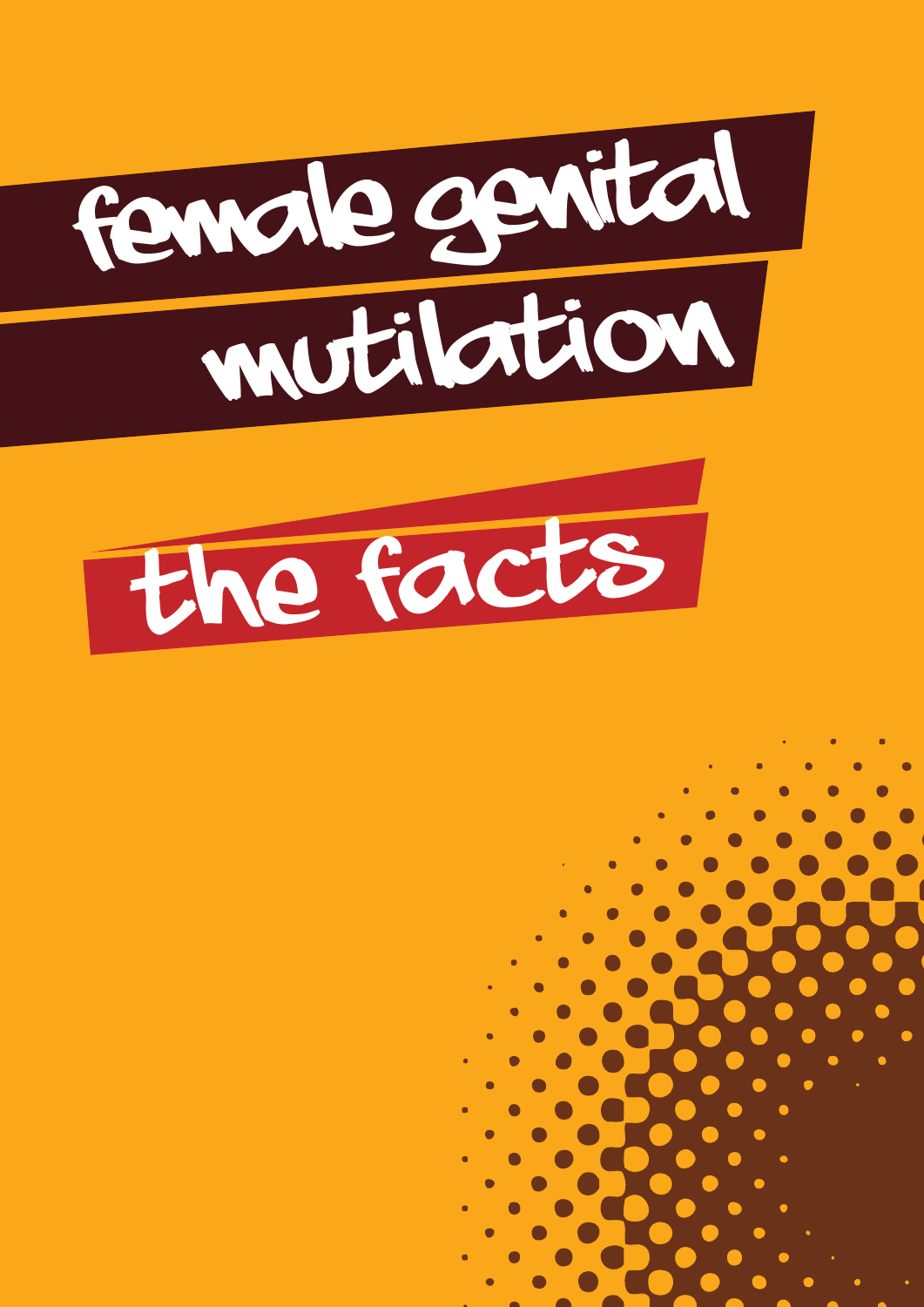# female genital mutilation

## the facts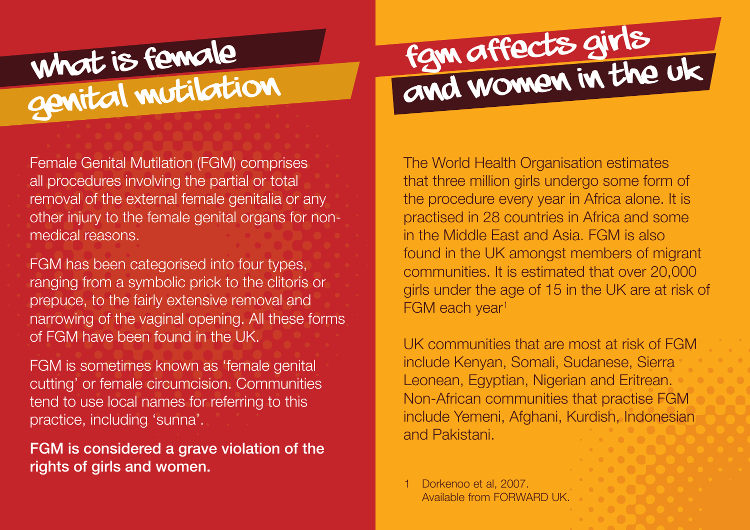# what is female genital mutilation

Female Genital Mutilation (FGM) comprises all procedures involving the partial or total removal of the external female genitalia or any other injury to the female genital organs for non-medical reasons.

FGM has been categorised into four types, ranging from a symbolic prick to the clitoris or prepuce, to the fairly extensive removal and narrowing of the vaginal opening. All these forms of FGM have been found in the UK.

FGM is sometimes known as 'female genital cutting' or female circumcision. Communities tend to use local names for referring to this practice, including 'sunna'.

**FGM is considered a grave violation of the rights of girls and women.**

# fgm affects girls and women in the uk

The World Health Organisation estimates that three million girls undergo some form of the procedure every year in Africa alone. It is practised in 28 countries in Africa and some in the Middle East and Asia. FGM is also found in the UK amongst members of migrant communities. It is estimated that over 20,000 girls under the age of 15 in the UK are at risk of FGM each year[1]

UK communities that are most at risk of FGM include Kenyan, Somali, Sudanese, Sierra Leonean, Egyptian, Nigerian and Eritrean. Non-African communities that practise FGM include Yemeni, Afghani, Kurdish, Indonesian and Pakistani.

1 Dorkenoo et al, 2007. Available from FORWARD UK.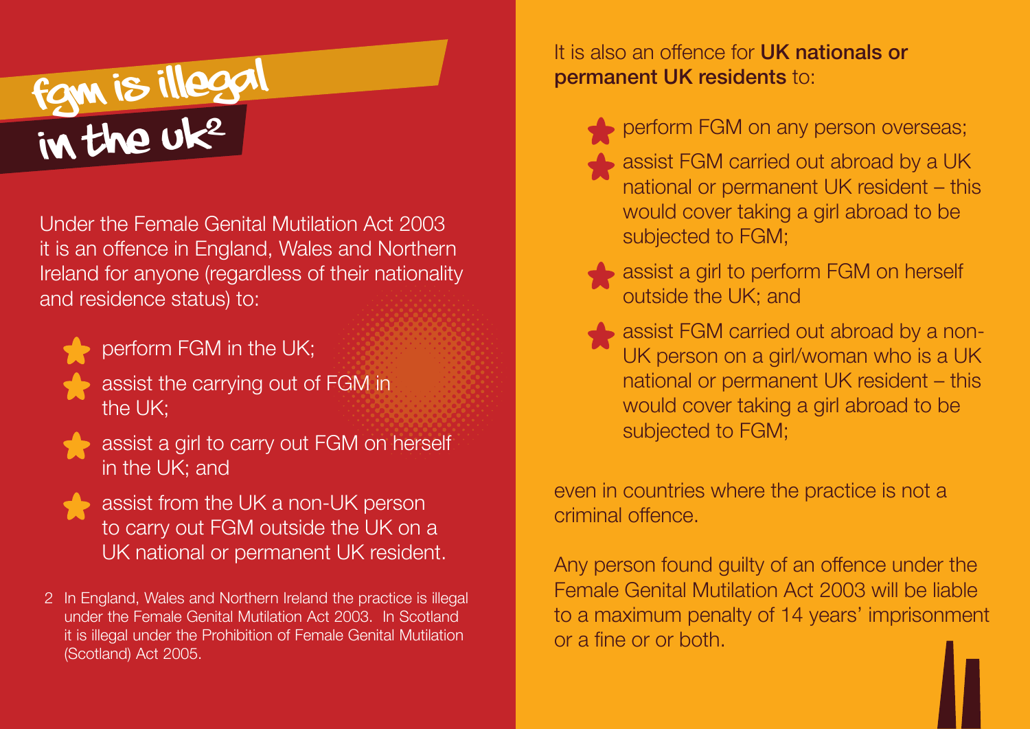# fgm is illegal in the uk[2]

Under the Female Genital Mutilation Act 2003 it is an offence in England, Wales and Northern Ireland for anyone (regardless of their nationality and residence status) to:

- perform FGM in the UK;
- assist the carrying out of FGM in the UK;
- assist a girl to carry out FGM on herself in the UK; and
- assist from the UK a non-UK person to carry out FGM outside the UK on a UK national or permanent UK resident.

2 In England, Wales and Northern Ireland the practice is illegal under the Female Genital Mutilation Act 2003. In Scotland it is illegal under the Prohibition of Female Genital Mutilation (Scotland) Act 2005.

It is also an offence for **UK nationals or permanent UK residents** to:

- perform FGM on any person overseas;
- assist FGM carried out abroad by a UK national or permanent UK resident – this would cover taking a girl abroad to be subjected to FGM;
- assist a girl to perform FGM on herself outside the UK; and
- assist FGM carried out abroad by a non-UK person on a girl/woman who is a UK national or permanent UK resident – this would cover taking a girl abroad to be subjected to FGM;

even in countries where the practice is not a criminal offence.

Any person found guilty of an offence under the Female Genital Mutilation Act 2003 will be liable to a maximum penalty of 14 years' imprisonment or a fine or or both.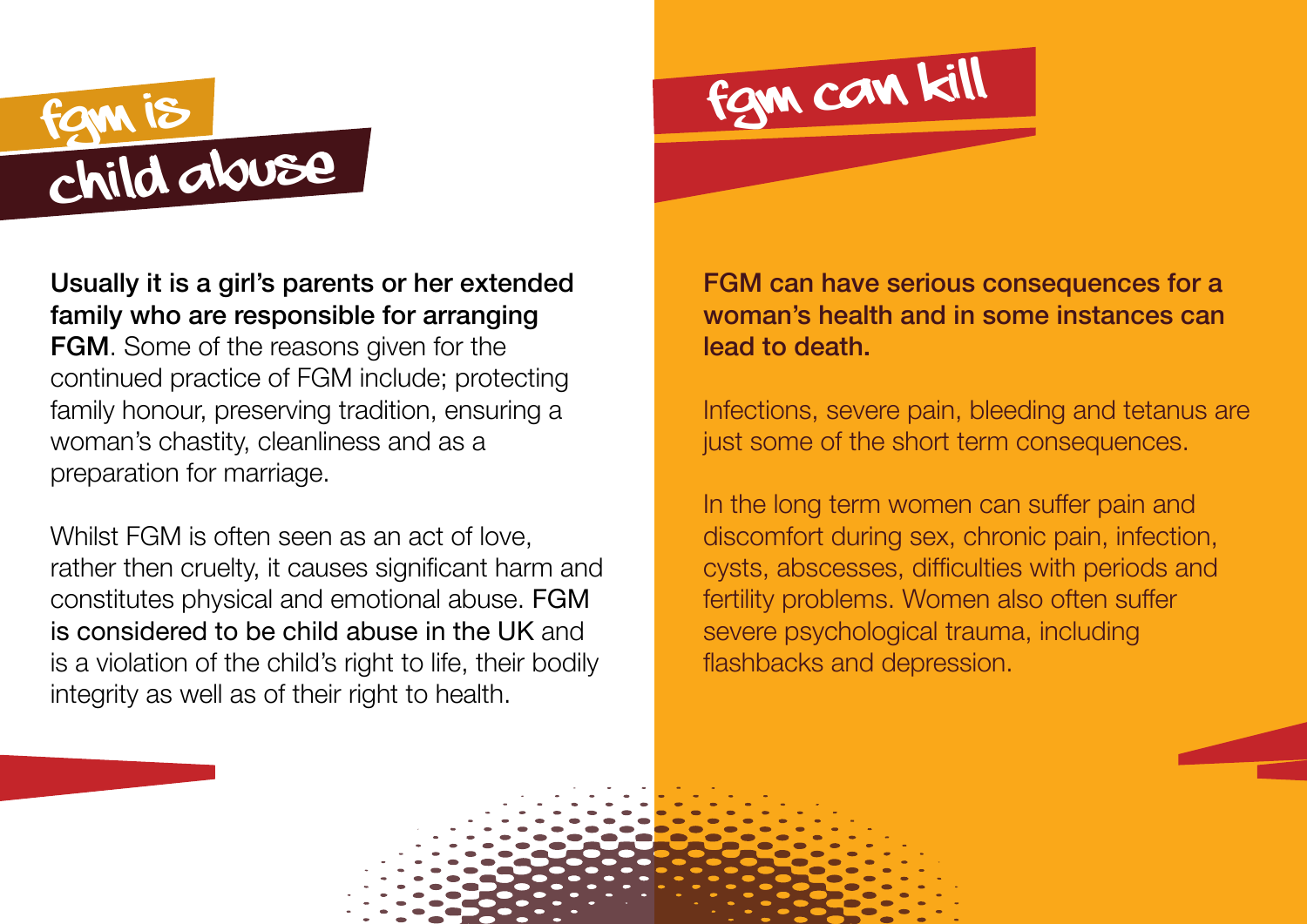# fgm is child abuse

**Usually it is a girl's parents or her extended family who are responsible for arranging FGM**. Some of the reasons given for the continued practice of FGM include; protecting family honour, preserving tradition, ensuring a woman's chastity, cleanliness and as a preparation for marriage.

Whilst FGM is often seen as an act of love, rather then cruelty, it causes significant harm and constitutes physical and emotional abuse. **FGM is considered to be child abuse in the UK** and is a violation of the child's right to life, their bodily integrity as well as of their right to health.

# fgm can kill

**FGM can have serious consequences for a woman's health and in some instances can lead to death.**

Infections, severe pain, bleeding and tetanus are just some of the short term consequences.

In the long term women can suffer pain and discomfort during sex, chronic pain, infection, cysts, abscesses, difficulties with periods and fertility problems. Women also often suffer severe psychological trauma, including flashbacks and depression.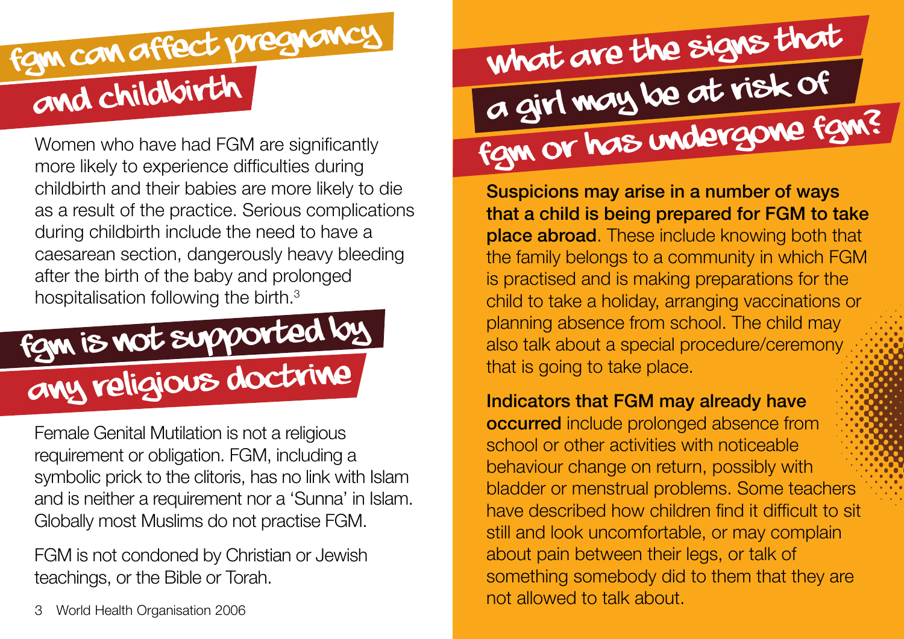## fgm can affect pregnancy and childbirth

Women who have had FGM are significantly more likely to experience difficulties during childbirth and their babies are more likely to die as a result of the practice. Serious complications during childbirth include the need to have a caesarean section, dangerously heavy bleeding after the birth of the baby and prolonged hospitalisation following the birth.[3]

## fgm is not supported by any religious doctrine

Female Genital Mutilation is not a religious requirement or obligation. FGM, including a symbolic prick to the clitoris, has no link with Islam and is neither a requirement nor a 'Sunna' in Islam. Globally most Muslims do not practise FGM.

FGM is not condoned by Christian or Jewish teachings, or the Bible or Torah.

3 World Health Organisation 2006

## what are the signs that a girl may be at risk of fgm or has undergone fgm?

**Suspicions may arise in a number of ways that a child is being prepared for FGM to take place abroad**. These include knowing both that the family belongs to a community in which FGM is practised and is making preparations for the child to take a holiday, arranging vaccinations or planning absence from school. The child may also talk about a special procedure/ceremony that is going to take place.

**Indicators that FGM may already have occurred** include prolonged absence from school or other activities with noticeable behaviour change on return, possibly with bladder or menstrual problems. Some teachers have described how children find it difficult to sit still and look uncomfortable, or may complain about pain between their legs, or talk of something somebody did to them that they are not allowed to talk about.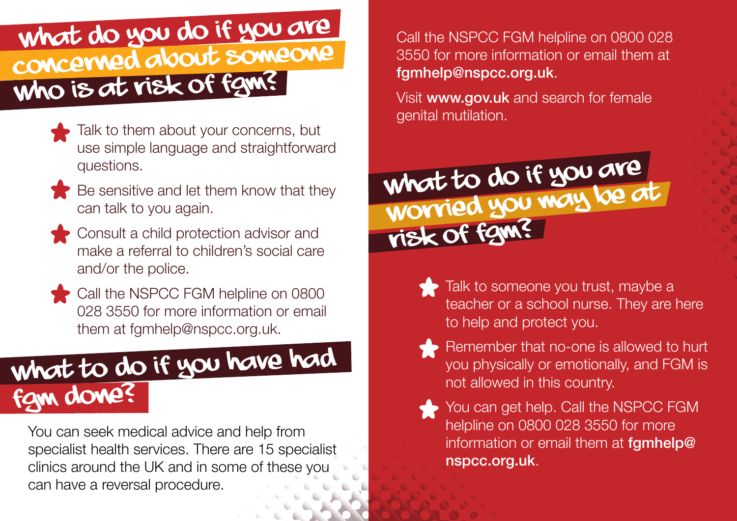## What do you do if you are concerned about someone who is at risk of FGM?

- Talk to them about your concerns, but use simple language and straightforward questions.
- Be sensitive and let them know that they can talk to you again.
- Consult a child protection advisor and make a referral to children's social care and/or the police.
- Call the NSPCC FGM helpline on 0800 028 3550 for more information or email them at fgmhelp@nspcc.org.uk.

## What to do if you have had FGM done?

You can seek medical advice and help from specialist health services. There are 15 specialist clinics around the UK and in some of these you can have a reversal procedure.

Call the NSPCC FGM helpline on 0800 028 3550 for more information or email them at **fgmhelp@nspcc.org.uk**.

Visit **www.gov.uk** and search for female genital mutilation.

## What to do if you are worried you may be at risk of FGM?

- Talk to someone you trust, maybe a teacher or a school nurse. They are here to help and protect you.
- Remember that no-one is allowed to hurt you physically or emotionally, and FGM is not allowed in this country.
- You can get help. Call the NSPCC FGM helpline on 0800 028 3550 for more information or email them at **fgmhelp@nspcc.org.uk**.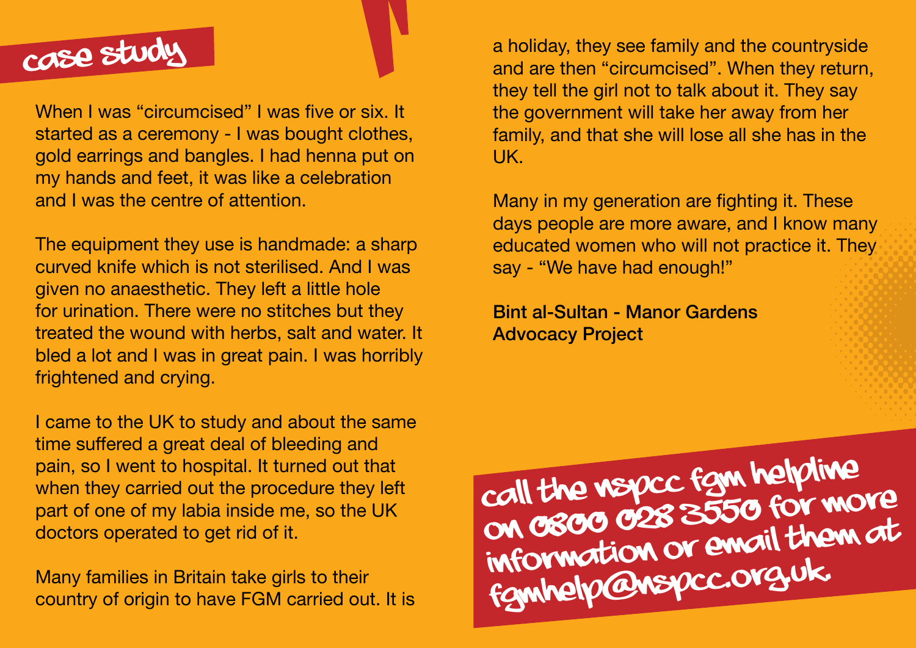## case study

When I was "circumcised" I was five or six. It started as a ceremony - I was bought clothes, gold earrings and bangles. I had henna put on my hands and feet, it was like a celebration and I was the centre of attention.

The equipment they use is handmade: a sharp curved knife which is not sterilised. And I was given no anaesthetic. They left a little hole for urination. There were no stitches but they treated the wound with herbs, salt and water. It bled a lot and I was in great pain. I was horribly frightened and crying.

I came to the UK to study and about the same time suffered a great deal of bleeding and pain, so I went to hospital. It turned out that when they carried out the procedure they left part of one of my labia inside me, so the UK doctors operated to get rid of it.

Many families in Britain take girls to their country of origin to have FGM carried out. It is a holiday, they see family and the countryside and are then "circumcised". When they return, they tell the girl not to talk about it. They say the government will take her away from her family, and that she will lose all she has in the UK.

Many in my generation are fighting it. These days people are more aware, and I know many educated women who will not practice it. They say - "We have had enough!"

**Bint al-Sultan - Manor Gardens Advocacy Project**

**call the nspcc fgm helpline on 0800 028 3550 for more information or email them at fgmhelp@nspcc.org.uk**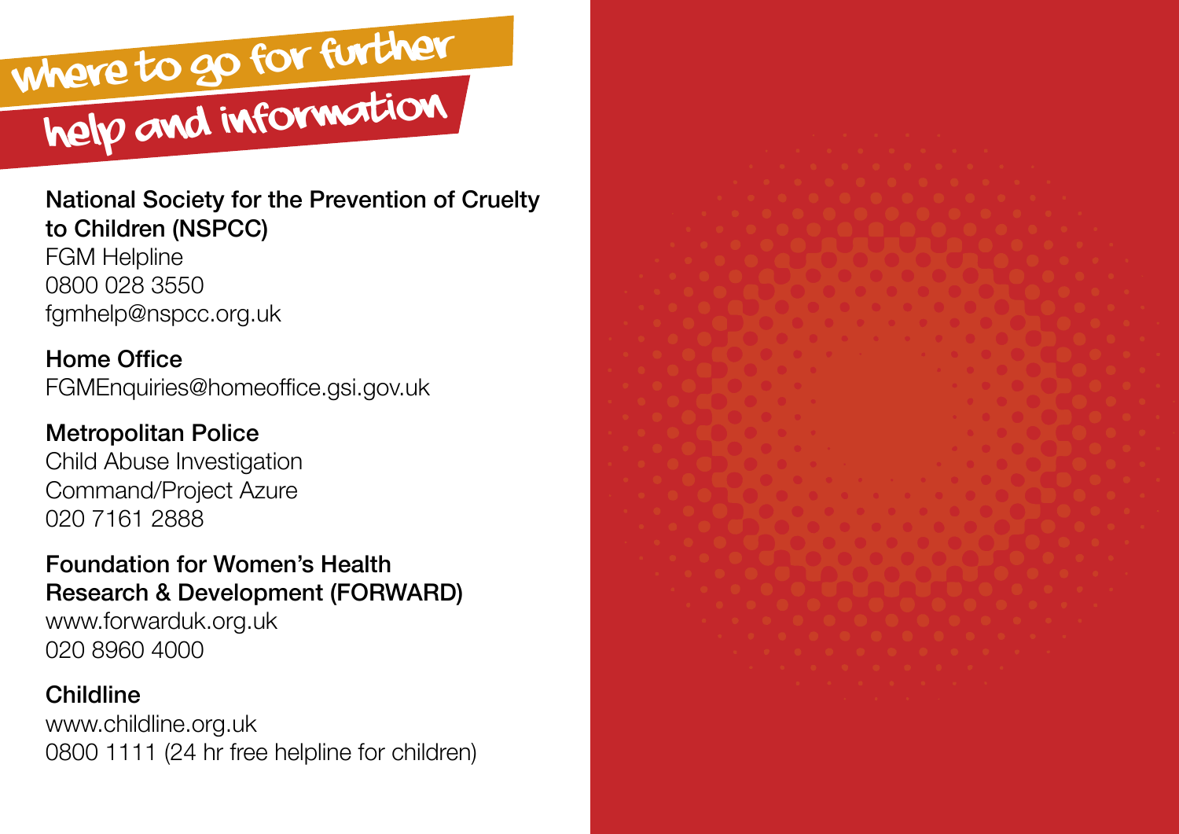# Where to go for further help and information

**National Society for the Prevention of Cruelty to Children (NSPCC)**
FGM Helpline
0800 028 3550
fgmhelp@nspcc.org.uk

**Home Office**
FGMEnquiries@homeoffice.gsi.gov.uk

**Metropolitan Police**
Child Abuse Investigation Command/Project Azure
020 7161 2888

**Foundation for Women's Health Research & Development (FORWARD)**
www.forwarduk.org.uk
020 8960 4000

**Childline**
www.childline.org.uk
0800 1111 (24 hr free helpline for children)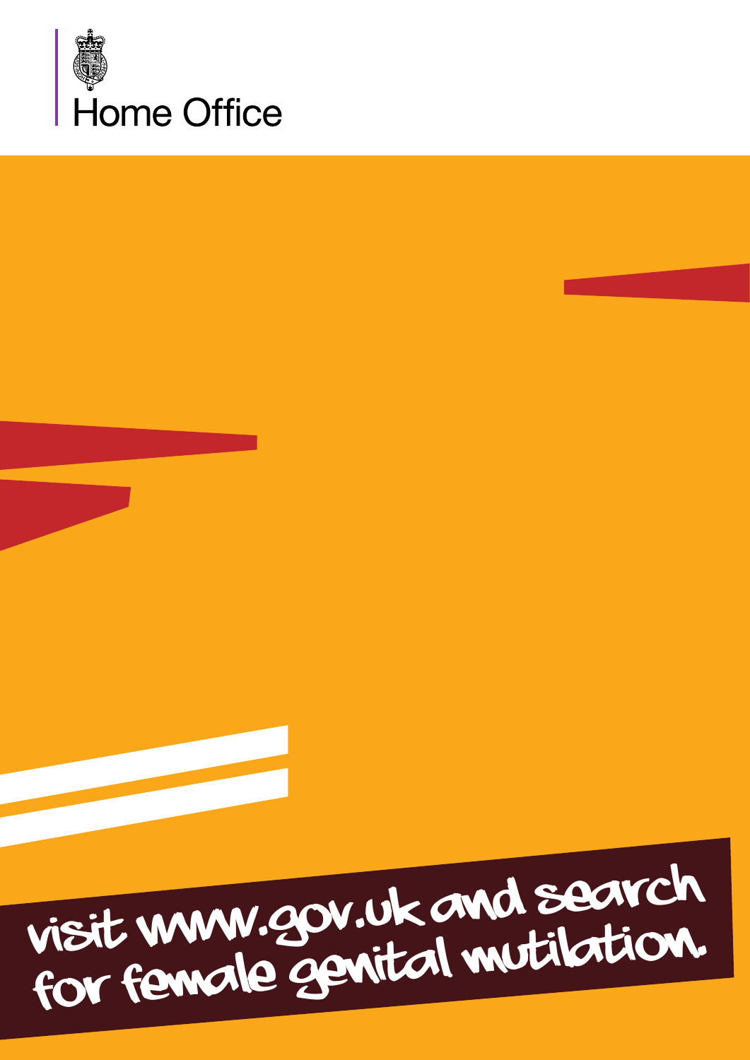Home Office

visit www.gov.uk and search for female genital mutilation.